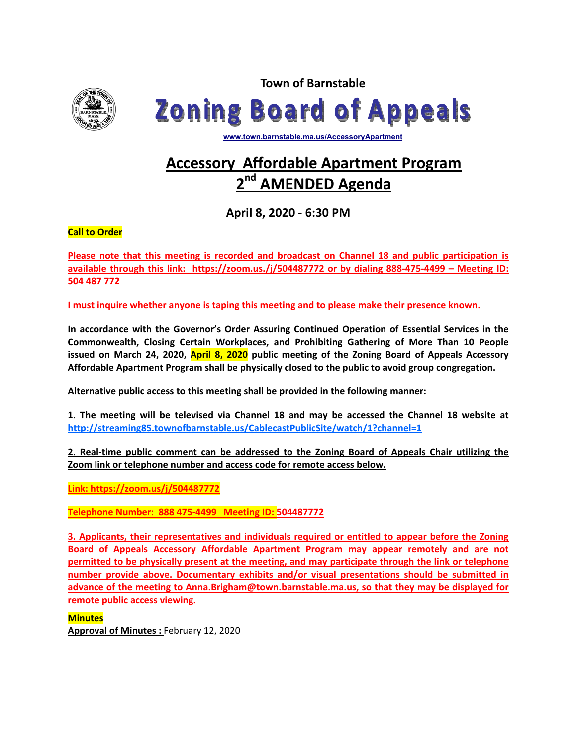Town of Barnstable

# Zoning Board of Appeals

www.town.barnstable.ma.us/AccessoryApartment

## Accessory Affordable Apartment Program
## 2nd AMENDED Agenda

### April 8, 2020 - 6:30 PM

**Call to Order**

**Please note that this meeting is recorded and broadcast on Channel 18 and public participation is available through this link: https://zoom.us./j/504487772 or by dialing 888-475-4499 – Meeting ID: 504 487 772**

**I must inquire whether anyone is taping this meeting and to please make their presence known.**

**In accordance with the Governor's Order Assuring Continued Operation of Essential Services in the Commonwealth, Closing Certain Workplaces, and Prohibiting Gathering of More Than 10 People issued on March 24, 2020, April 8, 2020 public meeting of the Zoning Board of Appeals Accessory Affordable Apartment Program shall be physically closed to the public to avoid group congregation.**

**Alternative public access to this meeting shall be provided in the following manner:**

**1. The meeting will be televised via Channel 18 and may be accessed the Channel 18 website at http://streaming85.townofbarnstable.us/CablecastPublicSite/watch/1?channel=1**

**2. Real-time public comment can be addressed to the Zoning Board of Appeals Chair utilizing the Zoom link or telephone number and access code for remote access below.**

**Link: https://zoom.us/j/504487772**

**Telephone Number: 888 475-4499 Meeting ID: 504487772**

**3. Applicants, their representatives and individuals required or entitled to appear before the Zoning Board of Appeals Accessory Affordable Apartment Program may appear remotely and are not permitted to be physically present at the meeting, and may participate through the link or telephone number provide above. Documentary exhibits and/or visual presentations should be submitted in advance of the meeting to Anna.Brigham@town.barnstable.ma.us, so that they may be displayed for remote public access viewing.**

**Minutes**

**Approval of Minutes :** February 12, 2020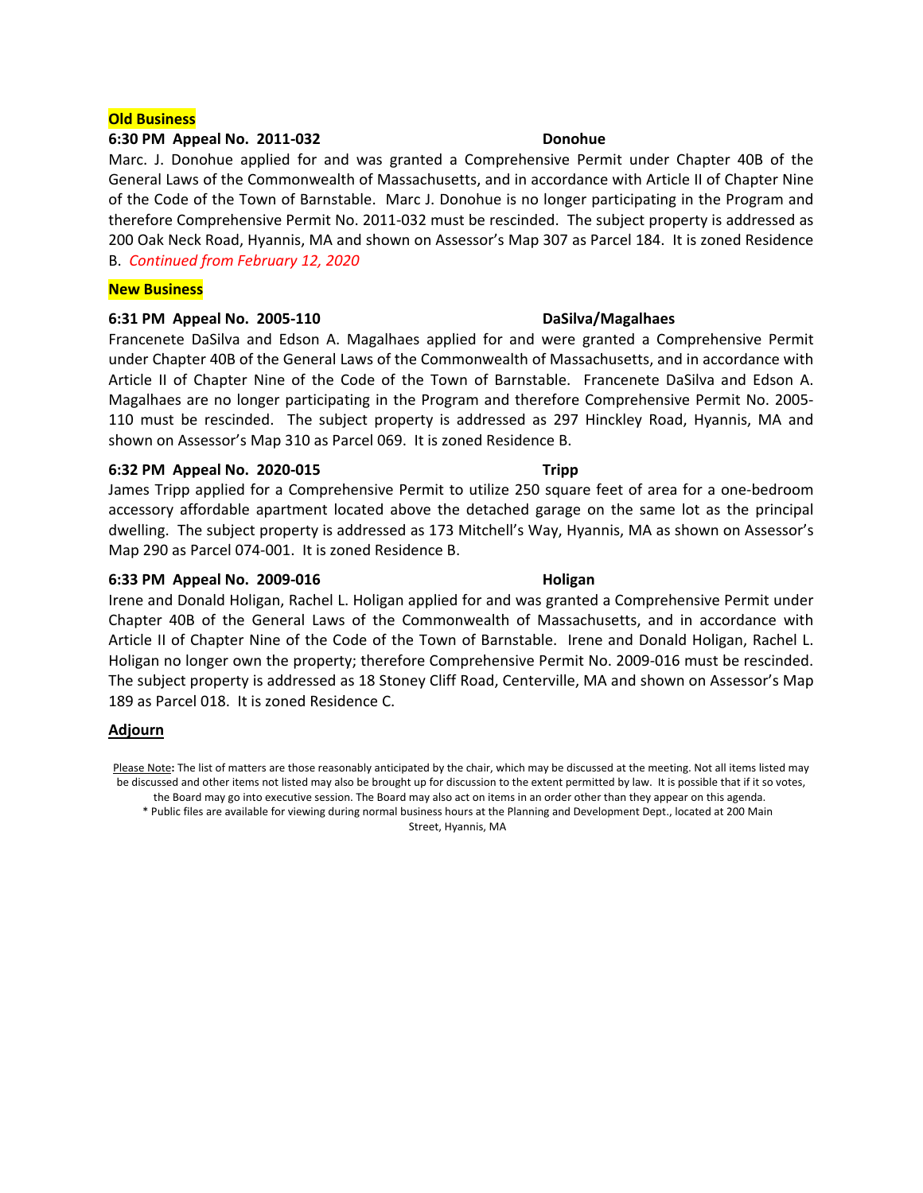**Old Business**

**6:30 PM Appeal No. 2011-032 Donohue**

Marc. J. Donohue applied for and was granted a Comprehensive Permit under Chapter 40B of the General Laws of the Commonwealth of Massachusetts, and in accordance with Article II of Chapter Nine of the Code of the Town of Barnstable. Marc J. Donohue is no longer participating in the Program and therefore Comprehensive Permit No. 2011-032 must be rescinded. The subject property is addressed as 200 Oak Neck Road, Hyannis, MA and shown on Assessor's Map 307 as Parcel 184. It is zoned Residence B. *Continued from February 12, 2020*

**New Business**

**6:31 PM Appeal No. 2005-110 DaSilva/Magalhaes**

Francenete DaSilva and Edson A. Magalhaes applied for and were granted a Comprehensive Permit under Chapter 40B of the General Laws of the Commonwealth of Massachusetts, and in accordance with Article II of Chapter Nine of the Code of the Town of Barnstable. Francenete DaSilva and Edson A. Magalhaes are no longer participating in the Program and therefore Comprehensive Permit No. 2005-110 must be rescinded. The subject property is addressed as 297 Hinckley Road, Hyannis, MA and shown on Assessor's Map 310 as Parcel 069. It is zoned Residence B.

**6:32 PM Appeal No. 2020-015 Tripp**

James Tripp applied for a Comprehensive Permit to utilize 250 square feet of area for a one-bedroom accessory affordable apartment located above the detached garage on the same lot as the principal dwelling. The subject property is addressed as 173 Mitchell's Way, Hyannis, MA as shown on Assessor's Map 290 as Parcel 074-001. It is zoned Residence B.

**6:33 PM Appeal No. 2009-016 Holigan**

Irene and Donald Holigan, Rachel L. Holigan applied for and was granted a Comprehensive Permit under Chapter 40B of the General Laws of the Commonwealth of Massachusetts, and in accordance with Article II of Chapter Nine of the Code of the Town of Barnstable. Irene and Donald Holigan, Rachel L. Holigan no longer own the property; therefore Comprehensive Permit No. 2009-016 must be rescinded. The subject property is addressed as 18 Stoney Cliff Road, Centerville, MA and shown on Assessor's Map 189 as Parcel 018. It is zoned Residence C.

**Adjourn**

Please Note**:** The list of matters are those reasonably anticipated by the chair, which may be discussed at the meeting. Not all items listed may be discussed and other items not listed may also be brought up for discussion to the extent permitted by law. It is possible that if it so votes, the Board may go into executive session. The Board may also act on items in an order other than they appear on this agenda.

* Public files are available for viewing during normal business hours at the Planning and Development Dept., located at 200 Main Street, Hyannis, MA